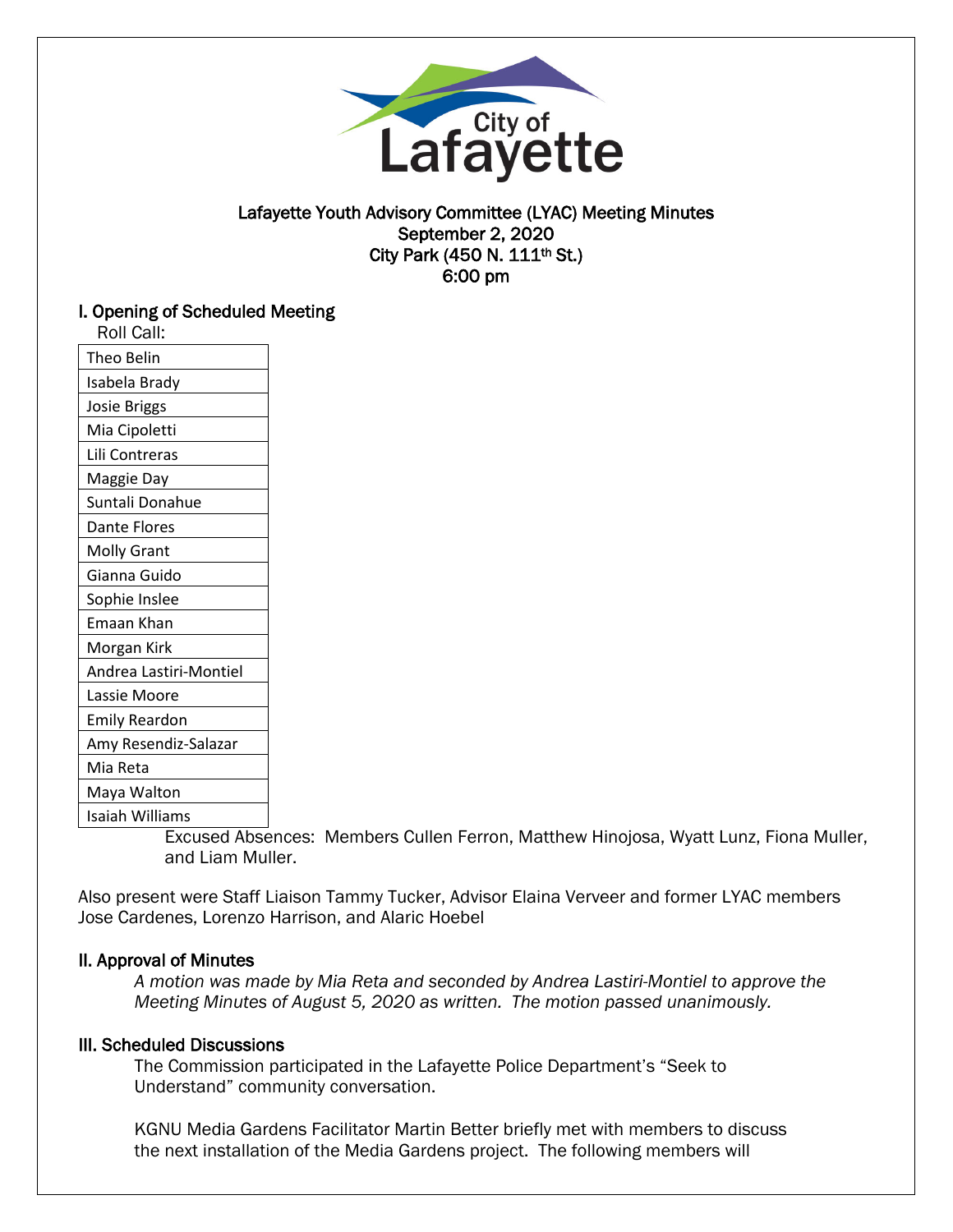# Lafayette Youth Advisory Committee (LYAC) Meeting Minutes

September 2, 2020
City Park (450 N. 111th St.)
6:00 pm

## I. Opening of Scheduled Meeting

Roll Call:

| Theo Belin |
|---|
| Isabela Brady |
| Josie Briggs |
| Mia Cipoletti |
| Lili Contreras |
| Maggie Day |
| Suntali Donahue |
| Dante Flores |
| Molly Grant |
| Gianna Guido |
| Sophie Inslee |
| Emaan Khan |
| Morgan Kirk |
| Andrea Lastiri-Montiel |
| Lassie Moore |
| Emily Reardon |
| Amy Resendiz-Salazar |
| Mia Reta |
| Maya Walton |
| Isaiah Williams |

Excused Absences: Members Cullen Ferron, Matthew Hinojosa, Wyatt Lunz, Fiona Muller, and Liam Muller.

Also present were Staff Liaison Tammy Tucker, Advisor Elaina Verveer and former LYAC members Jose Cardenes, Lorenzo Harrison, and Alaric Hoebel

## II. Approval of Minutes

*A motion was made by Mia Reta and seconded by Andrea Lastiri-Montiel to approve the Meeting Minutes of August 5, 2020 as written. The motion passed unanimously.*

## III. Scheduled Discussions

The Commission participated in the Lafayette Police Department's "Seek to Understand" community conversation.

KGNU Media Gardens Facilitator Martin Better briefly met with members to discuss the next installation of the Media Gardens project. The following members will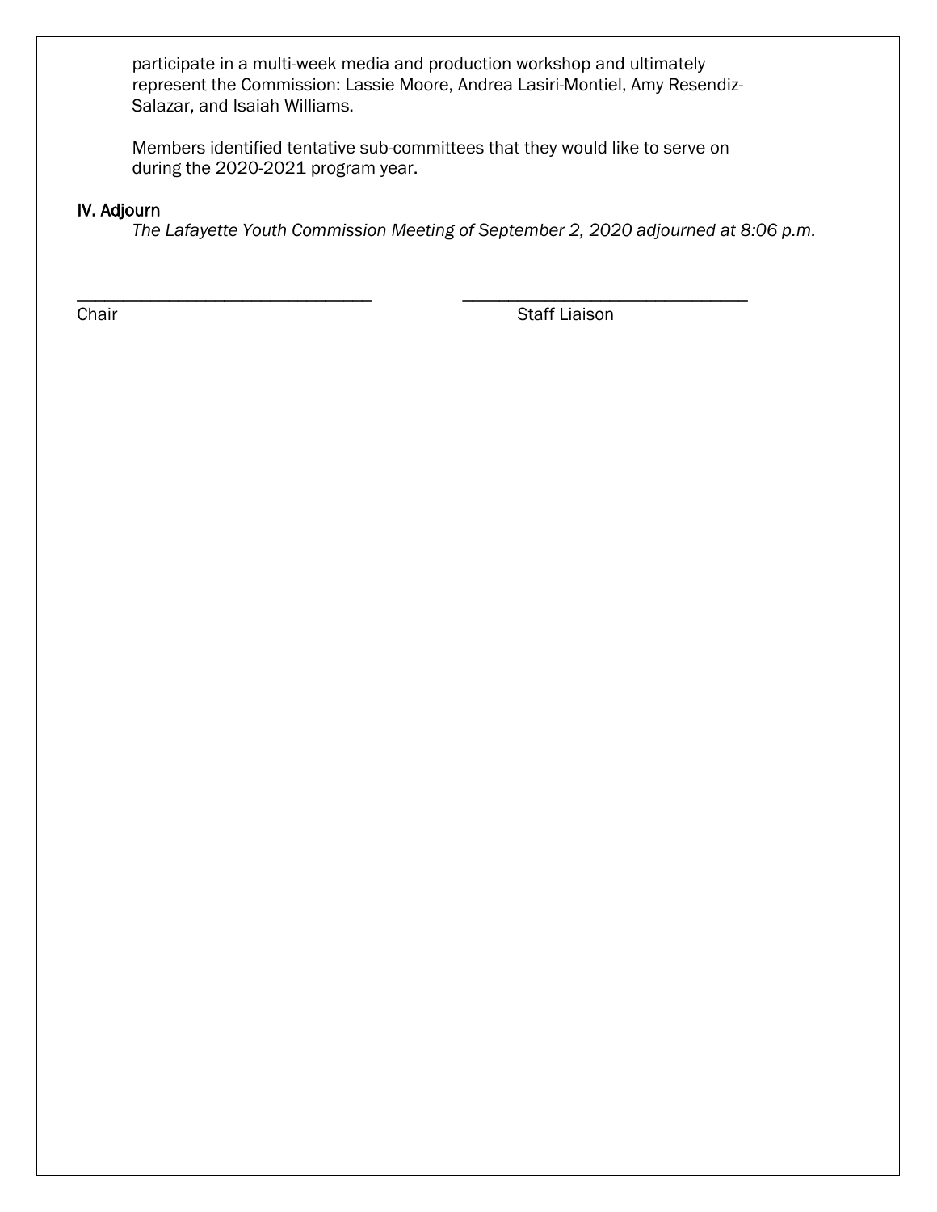participate in a multi-week media and production workshop and ultimately represent the Commission: Lassie Moore, Andrea Lasiri-Montiel, Amy Resendiz-Salazar, and Isaiah Williams.

Members identified tentative sub-committees that they would like to serve on during the 2020-2021 program year.

## IV. Adjourn

*The Lafayette Youth Commission Meeting of September 2, 2020 adjourned at 8:06 p.m.*

______________________________ ______________________________

Chair Staff Liaison